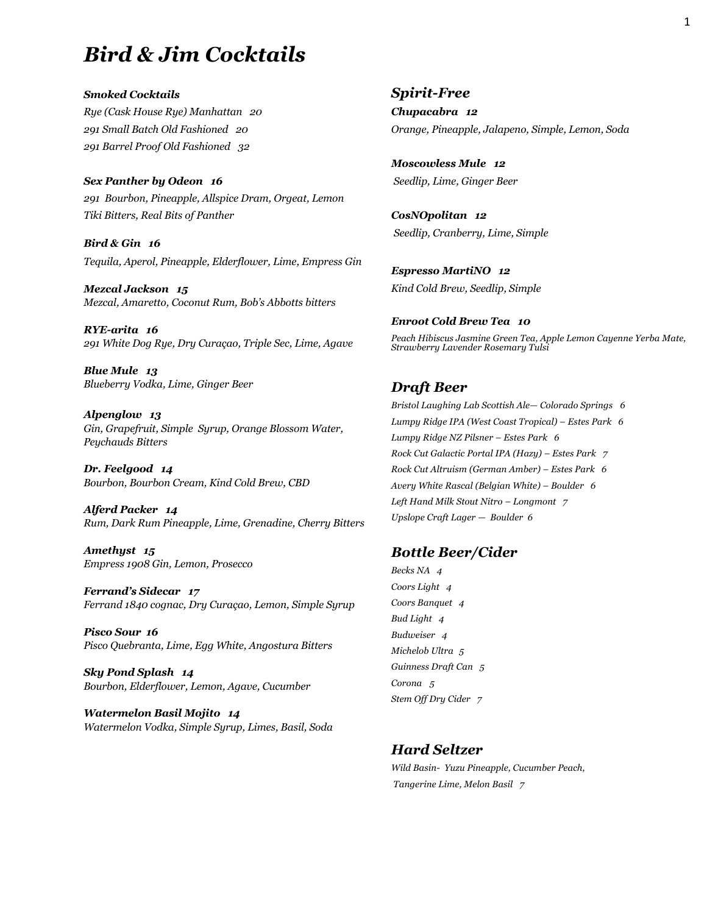# *Bird & Jim Cocktails*

***Smoked Cocktails***

*Rye (Cask House Rye) Manhattan 20*
*291 Small Batch Old Fashioned 20*
*291 Barrel Proof Old Fashioned 32*

***Sex Panther by Odeon 16***
*291 Bourbon, Pineapple, Allspice Dram, Orgeat, Lemon Tiki Bitters, Real Bits of Panther*

***Bird & Gin 16***
*Tequila, Aperol, Pineapple, Elderflower, Lime, Empress Gin*

***Mezcal Jackson 15***
*Mezcal, Amaretto, Coconut Rum, Bob's Abbotts bitters*

***RYE-arita 16***
*291 White Dog Rye, Dry Curaçao, Triple Sec, Lime, Agave*

***Blue Mule 13***
*Blueberry Vodka, Lime, Ginger Beer*

***Alpenglow 13***
*Gin, Grapefruit, Simple Syrup, Orange Blossom Water, Peychauds Bitters*

***Dr. Feelgood 14***
*Bourbon, Bourbon Cream, Kind Cold Brew, CBD*

***Alferd Packer 14***
*Rum, Dark Rum Pineapple, Lime, Grenadine, Cherry Bitters*

***Amethyst 15***
*Empress 1908 Gin, Lemon, Prosecco*

***Ferrand's Sidecar 17***
*Ferrand 1840 cognac, Dry Curaçao, Lemon, Simple Syrup*

***Pisco Sour 16***
*Pisco Quebranta, Lime, Egg White, Angostura Bitters*

***Sky Pond Splash 14***
*Bourbon, Elderflower, Lemon, Agave, Cucumber*

***Watermelon Basil Mojito 14***
*Watermelon Vodka, Simple Syrup, Limes, Basil, Soda*

## *Spirit-Free*

***Chupacabra 12***
*Orange, Pineapple, Jalapeno, Simple, Lemon, Soda*

***Moscowless Mule 12***
*Seedlip, Lime, Ginger Beer*

***CosNOpolitan 12***
*Seedlip, Cranberry, Lime, Simple*

***Espresso MartiNO 12***
*Kind Cold Brew, Seedlip, Simple*

***Enroot Cold Brew Tea 10***
*Peach Hibiscus Jasmine Green Tea, Apple Lemon Cayenne Yerba Mate, Strawberry Lavender Rosemary Tulsi*

## *Draft Beer*

*Bristol Laughing Lab Scottish Ale— Colorado Springs 6*
*Lumpy Ridge IPA (West Coast Tropical) – Estes Park 6*
*Lumpy Ridge NZ Pilsner – Estes Park 6*
*Rock Cut Galactic Portal IPA (Hazy) – Estes Park 7*
*Rock Cut Altruism (German Amber) – Estes Park 6*
*Avery White Rascal (Belgian White) – Boulder 6*
*Left Hand Milk Stout Nitro – Longmont 7*
*Upslope Craft Lager — Boulder 6*

## *Bottle Beer/Cider*

*Becks NA 4*
*Coors Light 4*
*Coors Banquet 4*
*Bud Light 4*
*Budweiser 4*
*Michelob Ultra 5*
*Guinness Draft Can 5*
*Corona 5*
*Stem Off Dry Cider 7*

## *Hard Seltzer*

*Wild Basin- Yuzu Pineapple, Cucumber Peach, Tangerine Lime, Melon Basil 7*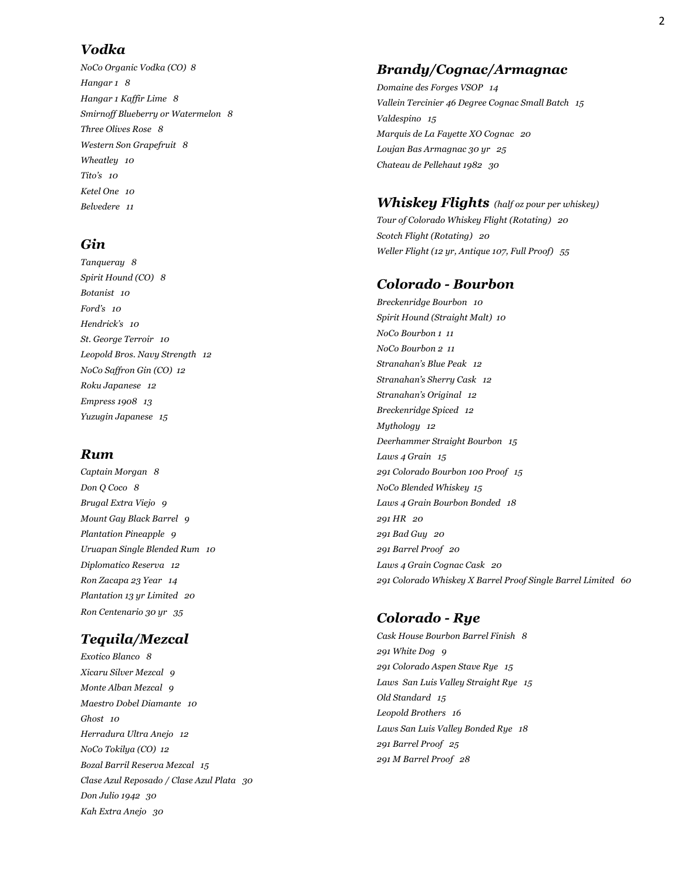## *Vodka*

*NoCo Organic Vodka (CO) 8*
*Hangar 1 8*
*Hangar 1 Kaffir Lime 8*
*Smirnoff Blueberry or Watermelon 8*
*Three Olives Rose 8*
*Western Son Grapefruit 8*
*Wheatley 10*
*Tito's 10*
*Ketel One 10*
*Belvedere 11*

## *Gin*

*Tanqueray 8*
*Spirit Hound (CO) 8*
*Botanist 10*
*Ford's 10*
*Hendrick's 10*
*St. George Terroir 10*
*Leopold Bros. Navy Strength 12*
*NoCo Saffron Gin (CO) 12*
*Roku Japanese 12*
*Empress 1908 13*
*Yuzugin Japanese 15*

## *Rum*

*Captain Morgan 8*
*Don Q Coco 8*
*Brugal Extra Viejo 9*
*Mount Gay Black Barrel 9*
*Plantation Pineapple 9*
*Uruapan Single Blended Rum 10*
*Diplomatico Reserva 12*
*Ron Zacapa 23 Year 14*
*Plantation 13 yr Limited 20*
*Ron Centenario 30 yr 35*

## *Tequila/Mezcal*

*Exotico Blanco 8*
*Xicaru Silver Mezcal 9*
*Monte Alban Mezcal 9*
*Maestro Dobel Diamante 10*
*Ghost 10*
*Herradura Ultra Anejo 12*
*NoCo Tokilya (CO) 12*
*Bozal Barril Reserva Mezcal 15*
*Clase Azul Reposado / Clase Azul Plata 30*
*Don Julio 1942 30*
*Kah Extra Anejo 30*

## *Brandy/Cognac/Armagnac*

*Domaine des Forges VSOP 14*
*Vallein Tercinier 46 Degree Cognac Small Batch 15*
*Valdespino 15*
*Marquis de La Fayette XO Cognac 20*
*Loujan Bas Armagnac 30 yr 25*
*Chateau de Pellehaut 1982 30*

## *Whiskey Flights* *(half oz pour per whiskey)*

*Tour of Colorado Whiskey Flight (Rotating) 20*
*Scotch Flight (Rotating) 20*
*Weller Flight (12 yr, Antique 107, Full Proof) 55*

## *Colorado - Bourbon*

*Breckenridge Bourbon 10*
*Spirit Hound (Straight Malt) 10*
*NoCo Bourbon 1 11*
*NoCo Bourbon 2 11*
*Stranahan's Blue Peak 12*
*Stranahan's Sherry Cask 12*
*Stranahan's Original 12*
*Breckenridge Spiced 12*
*Mythology 12*
*Deerhammer Straight Bourbon 15*
*Laws 4 Grain 15*
*291 Colorado Bourbon 100 Proof 15*
*NoCo Blended Whiskey 15*
*Laws 4 Grain Bourbon Bonded 18*
*291 HR 20*
*291 Bad Guy 20*
*291 Barrel Proof 20*
*Laws 4 Grain Cognac Cask 20*
*291 Colorado Whiskey X Barrel Proof Single Barrel Limited 60*

## *Colorado - Rye*

*Cask House Bourbon Barrel Finish 8*
*291 White Dog 9*
*291 Colorado Aspen Stave Rye 15*
*Laws San Luis Valley Straight Rye 15*
*Old Standard 15*
*Leopold Brothers 16*
*Laws San Luis Valley Bonded Rye 18*
*291 Barrel Proof 25*
*291 M Barrel Proof 28*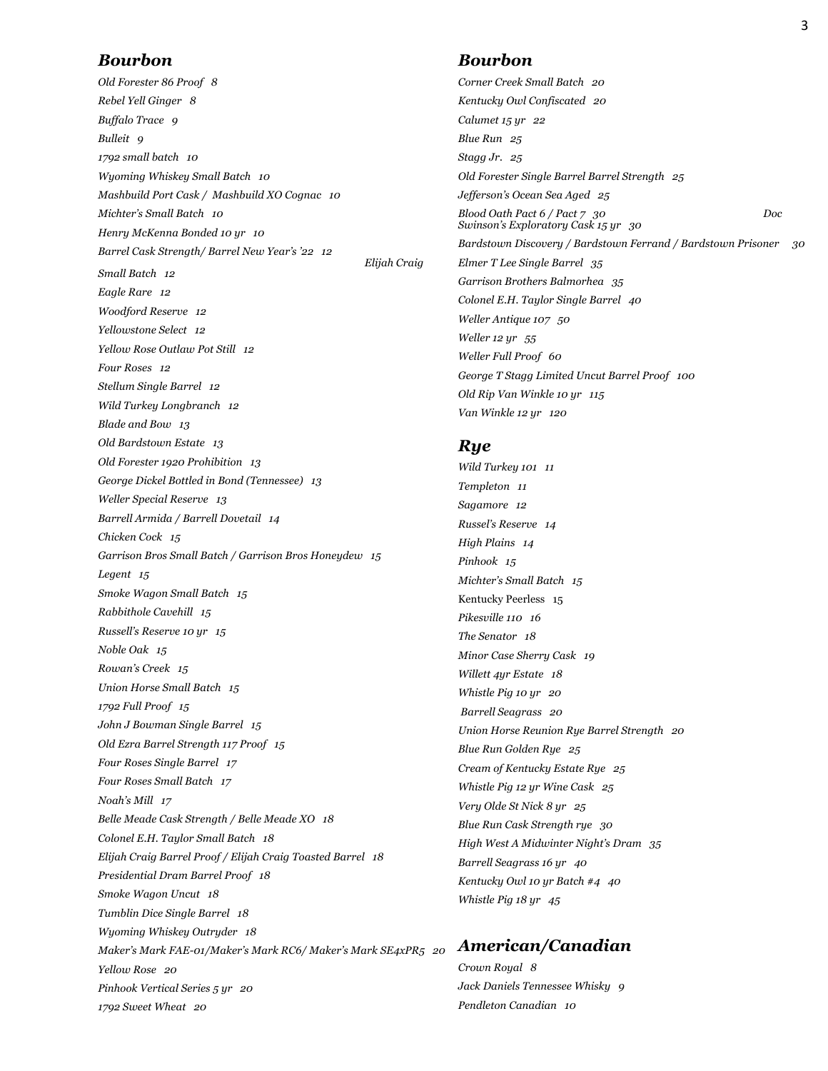## Bourbon

*Old Forester 86 Proof 8*
*Rebel Yell Ginger 8*
*Buffalo Trace 9*
*Bulleit 9*
*1792 small batch 10*
*Wyoming Whiskey Small Batch 10*
*Mashbuild Port Cask / Mashbuild XO Cognac 10*
*Michter's Small Batch 10*
*Henry McKenna Bonded 10 yr 10*
*Barrel Cask Strength/ Barrel New Year's '22 12*
*Elijah Craig Small Batch 12*
*Eagle Rare 12*
*Woodford Reserve 12*
*Yellowstone Select 12*
*Yellow Rose Outlaw Pot Still 12*
*Four Roses 12*
*Stellum Single Barrel 12*
*Wild Turkey Longbranch 12*
*Blade and Bow 13*
*Old Bardstown Estate 13*
*Old Forester 1920 Prohibition 13*
*George Dickel Bottled in Bond (Tennessee) 13*
*Weller Special Reserve 13*
*Barrell Armida / Barrell Dovetail 14*
*Chicken Cock 15*
*Garrison Bros Small Batch / Garrison Bros Honeydew 15*
*Legent 15*
*Smoke Wagon Small Batch 15*
*Rabbithole Cavehill 15*
*Russell's Reserve 10 yr 15*
*Noble Oak 15*
*Rowan's Creek 15*
*Union Horse Small Batch 15*
*1792 Full Proof 15*
*John J Bowman Single Barrel 15*
*Old Ezra Barrel Strength 117 Proof 15*
*Four Roses Single Barrel 17*
*Four Roses Small Batch 17*
*Noah's Mill 17*
*Belle Meade Cask Strength / Belle Meade XO 18*
*Colonel E.H. Taylor Small Batch 18*
*Elijah Craig Barrel Proof / Elijah Craig Toasted Barrel 18*
*Presidential Dram Barrel Proof 18*
*Smoke Wagon Uncut 18*
*Tumblin Dice Single Barrel 18*
*Wyoming Whiskey Outryder 18*
*Maker's Mark FAE-01/Maker's Mark RC6/ Maker's Mark SE4xPR5 20*
*Yellow Rose 20*
*Pinhook Vertical Series 5 yr 20*
*1792 Sweet Wheat 20*

## Bourbon

*Corner Creek Small Batch 20*
*Kentucky Owl Confiscated 20*
*Calumet 15 yr 22*
*Blue Run 25*
*Stagg Jr. 25*
*Old Forester Single Barrel Barrel Strength 25*
*Jefferson's Ocean Sea Aged 25*
*Blood Oath Pact 6 / Pact 7 30*
*Doc Swinson's Exploratory Cask 15 yr 30*
*Bardstown Discovery / Bardstown Ferrand / Bardstown Prisoner 30*
*Elmer T Lee Single Barrel 35*
*Garrison Brothers Balmorhea 35*
*Colonel E.H. Taylor Single Barrel 40*
*Weller Antique 107 50*
*Weller 12 yr 55*
*Weller Full Proof 60*
*George T Stagg Limited Uncut Barrel Proof 100*
*Old Rip Van Winkle 10 yr 115*
*Van Winkle 12 yr 120*

## Rye

*Wild Turkey 101 11*
*Templeton 11*
*Sagamore 12*
*Russel's Reserve 14*
*High Plains 14*
*Pinhook 15*
*Michter's Small Batch 15*
Kentucky Peerless 15
*Pikesville 110 16*
*The Senator 18*
*Minor Case Sherry Cask 19*
*Willett 4yr Estate 18*
*Whistle Pig 10 yr 20*
*Barrell Seagrass 20*
*Union Horse Reunion Rye Barrel Strength 20*
*Blue Run Golden Rye 25*
*Cream of Kentucky Estate Rye 25*
*Whistle Pig 12 yr Wine Cask 25*
*Very Olde St Nick 8 yr 25*
*Blue Run Cask Strength rye 30*
*High West A Midwinter Night's Dram 35*
*Barrell Seagrass 16 yr 40*
*Kentucky Owl 10 yr Batch #4 40*
*Whistle Pig 18 yr 45*

## American/Canadian

*Crown Royal 8*
*Jack Daniels Tennessee Whisky 9*
*Pendleton Canadian 10*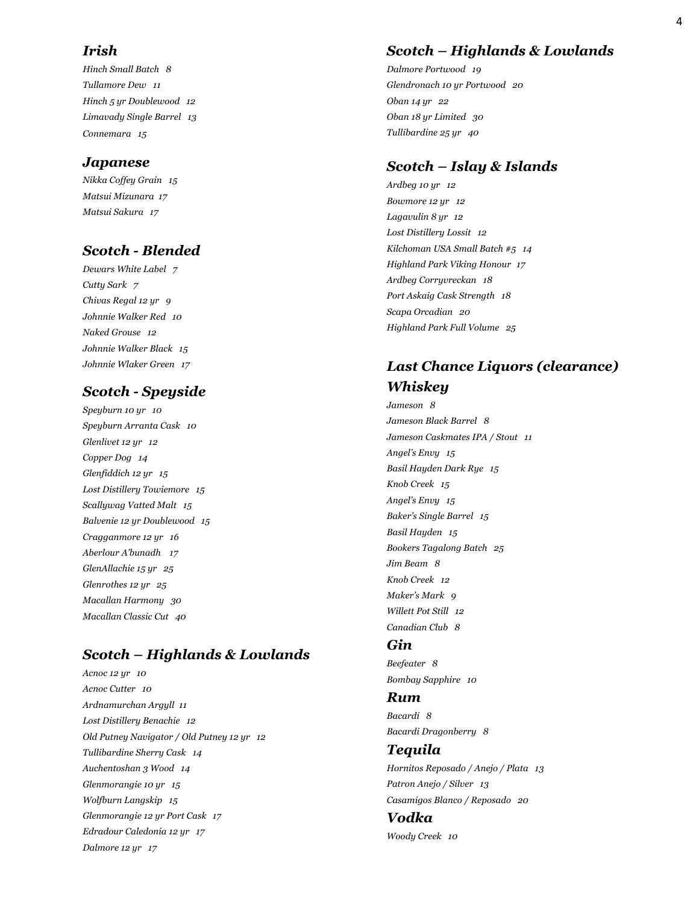## *Irish*

*Hinch Small Batch 8*

*Tullamore Dew 11*

*Hinch 5 yr Doublewood 12*

*Limavady Single Barrel 13*

*Connemara 15*

## *Japanese*

*Nikka Coffey Grain 15*

*Matsui Mizunara 17*

*Matsui Sakura 17*

## *Scotch - Blended*

*Dewars White Label 7*

*Cutty Sark 7*

*Chivas Regal 12 yr 9*

*Johnnie Walker Red 10*

*Naked Grouse 12*

*Johnnie Walker Black 15*

*Johnnie Wlaker Green 17*

## *Scotch - Speyside*

*Speyburn 10 yr 10*

*Speyburn Arranta Cask 10*

*Glenlivet 12 yr 12*

*Copper Dog 14*

*Glenfiddich 12 yr 15*

*Lost Distillery Towiemore 15*

*Scallywag Vatted Malt 15*

*Balvenie 12 yr Doublewood 15*

*Cragganmore 12 yr 16*

*Aberlour A'bunadh 17*

*GlenAllachie 15 yr 25*

*Glenrothes 12 yr 25*

*Macallan Harmony 30*

*Macallan Classic Cut 40*

## *Scotch – Highlands & Lowlands*

*Acnoc 12 yr 10*

*Acnoc Cutter 10*

*Ardnamurchan Argyll 11*

*Lost Distillery Benachie 12*

*Old Putney Navigator / Old Putney 12 yr 12*

*Tullibardine Sherry Cask 14*

*Auchentoshan 3 Wood 14*

*Glenmorangie 10 yr 15*

*Wolfburn Langskip 15*

*Glenmorangie 12 yr Port Cask 17*

*Edradour Caledonia 12 yr 17*

*Dalmore 12 yr 17*

## *Scotch – Highlands & Lowlands*

*Dalmore Portwood 19*

*Glendronach 10 yr Portwood 20*

*Oban 14 yr 22*

*Oban 18 yr Limited 30*

*Tullibardine 25 yr 40*

## *Scotch – Islay & Islands*

*Ardbeg 10 yr 12*

*Bowmore 12 yr 12*

*Lagavulin 8 yr 12*

*Lost Distillery Lossit 12*

*Kilchoman USA Small Batch #5 14*

*Highland Park Viking Honour 17*

*Ardbeg Corryvreckan 18*

*Port Askaig Cask Strength 18*

*Scapa Orcadian 20*

*Highland Park Full Volume 25*

## *Last Chance Liquors (clearance)*

## *Whiskey*

*Jameson 8*

*Jameson Black Barrel 8*

*Jameson Caskmates IPA / Stout 11*

*Angel's Envy 15*

*Basil Hayden Dark Rye 15*

*Knob Creek 15*

*Angel's Envy 15*

*Baker's Single Barrel 15*

*Basil Hayden 15*

*Bookers Tagalong Batch 25*

*Jim Beam 8*

*Knob Creek 12*

*Maker's Mark 9*

*Willett Pot Still 12*

*Canadian Club 8*

## *Gin*

*Beefeater 8*

*Bombay Sapphire 10*

## *Rum*

*Bacardi 8*

*Bacardi Dragonberry 8*

## *Tequila*

*Hornitos Reposado / Anejo / Plata 13*

*Patron Anejo / Silver 13*

*Casamigos Blanco / Reposado 20*

## *Vodka*

*Woody Creek 10*